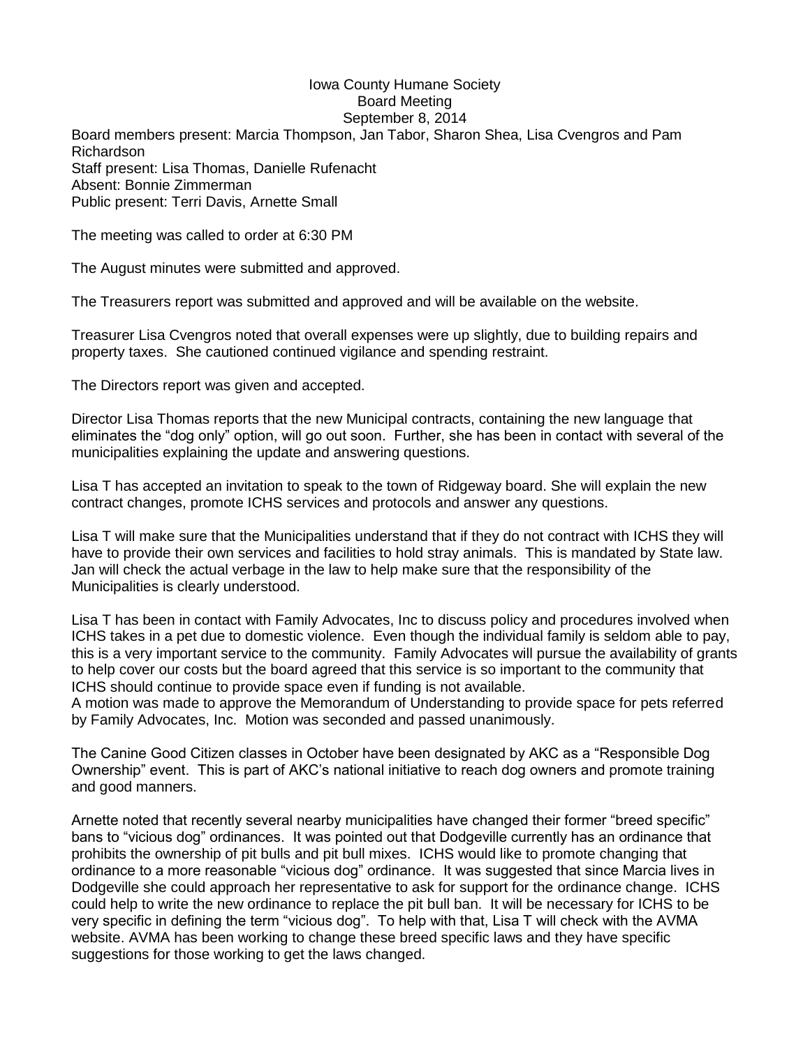Iowa County Humane Society
Board Meeting
September 8, 2014

Board members present: Marcia Thompson, Jan Tabor, Sharon Shea, Lisa Cvengros and Pam Richardson
Staff present: Lisa Thomas, Danielle Rufenacht
Absent: Bonnie Zimmerman
Public present: Terri Davis, Arnette Small

The meeting was called to order at 6:30 PM

The August minutes were submitted and approved.

The Treasurers report was submitted and approved and will be available on the website.

Treasurer Lisa Cvengros noted that overall expenses were up slightly, due to building repairs and property taxes. She cautioned continued vigilance and spending restraint.

The Directors report was given and accepted.

Director Lisa Thomas reports that the new Municipal contracts, containing the new language that eliminates the "dog only" option, will go out soon. Further, she has been in contact with several of the municipalities explaining the update and answering questions.

Lisa T has accepted an invitation to speak to the town of Ridgeway board. She will explain the new contract changes, promote ICHS services and protocols and answer any questions.

Lisa T will make sure that the Municipalities understand that if they do not contract with ICHS they will have to provide their own services and facilities to hold stray animals. This is mandated by State law. Jan will check the actual verbage in the law to help make sure that the responsibility of the Municipalities is clearly understood.

Lisa T has been in contact with Family Advocates, Inc to discuss policy and procedures involved when ICHS takes in a pet due to domestic violence. Even though the individual family is seldom able to pay, this is a very important service to the community. Family Advocates will pursue the availability of grants to help cover our costs but the board agreed that this service is so important to the community that ICHS should continue to provide space even if funding is not available.
A motion was made to approve the Memorandum of Understanding to provide space for pets referred by Family Advocates, Inc. Motion was seconded and passed unanimously.

The Canine Good Citizen classes in October have been designated by AKC as a "Responsible Dog Ownership" event. This is part of AKC's national initiative to reach dog owners and promote training and good manners.

Arnette noted that recently several nearby municipalities have changed their former "breed specific" bans to "vicious dog" ordinances. It was pointed out that Dodgeville currently has an ordinance that prohibits the ownership of pit bulls and pit bull mixes. ICHS would like to promote changing that ordinance to a more reasonable "vicious dog" ordinance. It was suggested that since Marcia lives in Dodgeville she could approach her representative to ask for support for the ordinance change. ICHS could help to write the new ordinance to replace the pit bull ban. It will be necessary for ICHS to be very specific in defining the term "vicious dog". To help with that, Lisa T will check with the AVMA website. AVMA has been working to change these breed specific laws and they have specific suggestions for those working to get the laws changed.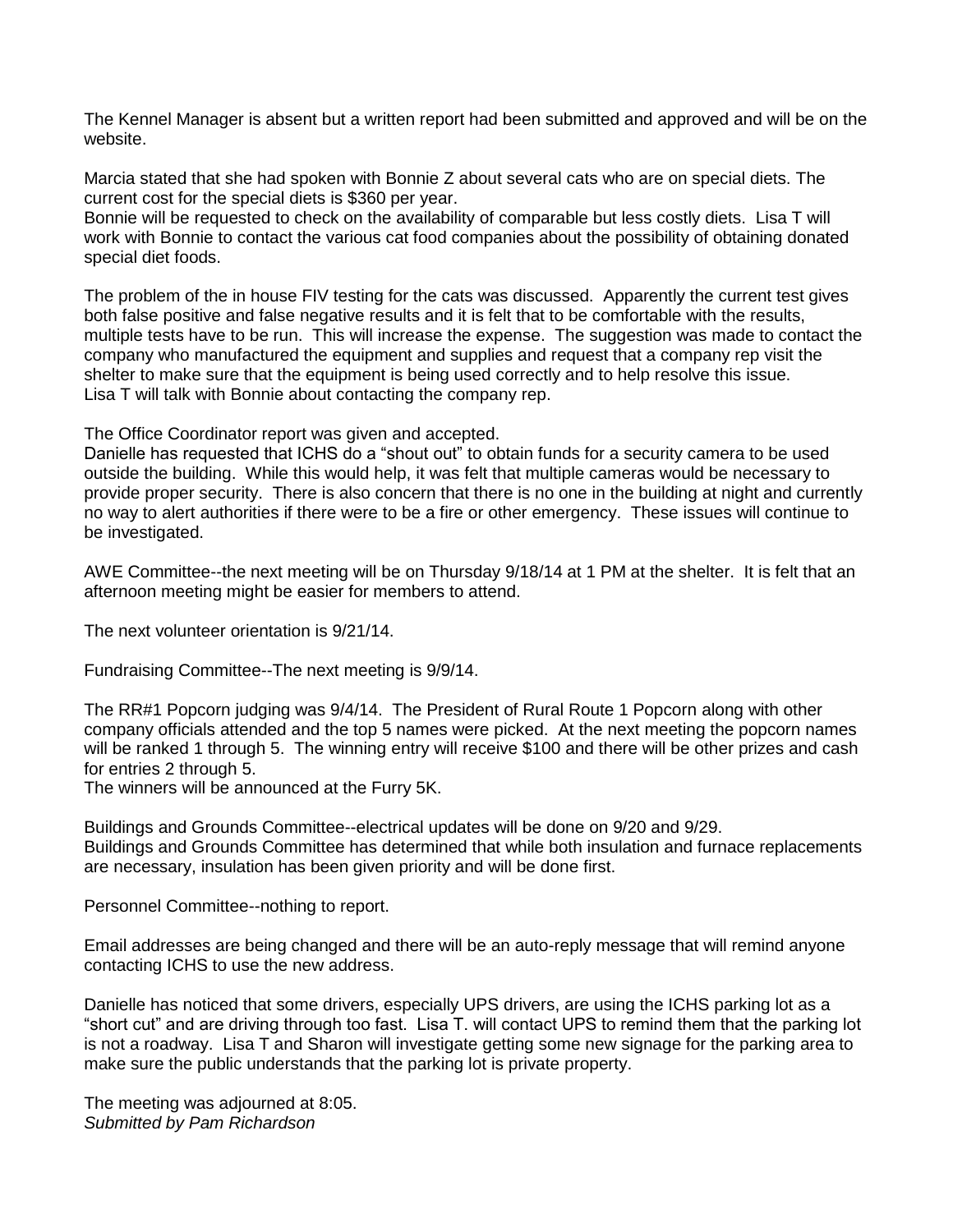The Kennel Manager is absent but a written report had been submitted and approved and will be on the website.

Marcia stated that she had spoken with Bonnie Z about several cats who are on special diets. The current cost for the special diets is $360 per year.
Bonnie will be requested to check on the availability of comparable but less costly diets. Lisa T will work with Bonnie to contact the various cat food companies about the possibility of obtaining donated special diet foods.

The problem of the in house FIV testing for the cats was discussed. Apparently the current test gives both false positive and false negative results and it is felt that to be comfortable with the results, multiple tests have to be run. This will increase the expense. The suggestion was made to contact the company who manufactured the equipment and supplies and request that a company rep visit the shelter to make sure that the equipment is being used correctly and to help resolve this issue.
Lisa T will talk with Bonnie about contacting the company rep.

The Office Coordinator report was given and accepted.
Danielle has requested that ICHS do a "shout out" to obtain funds for a security camera to be used outside the building. While this would help, it was felt that multiple cameras would be necessary to provide proper security. There is also concern that there is no one in the building at night and currently no way to alert authorities if there were to be a fire or other emergency. These issues will continue to be investigated.

AWE Committee--the next meeting will be on Thursday 9/18/14 at 1 PM at the shelter. It is felt that an afternoon meeting might be easier for members to attend.

The next volunteer orientation is 9/21/14.

Fundraising Committee--The next meeting is 9/9/14.

The RR#1 Popcorn judging was 9/4/14. The President of Rural Route 1 Popcorn along with other company officials attended and the top 5 names were picked. At the next meeting the popcorn names will be ranked 1 through 5. The winning entry will receive $100 and there will be other prizes and cash for entries 2 through 5.
The winners will be announced at the Furry 5K.

Buildings and Grounds Committee--electrical updates will be done on 9/20 and 9/29.
Buildings and Grounds Committee has determined that while both insulation and furnace replacements are necessary, insulation has been given priority and will be done first.

Personnel Committee--nothing to report.

Email addresses are being changed and there will be an auto-reply message that will remind anyone contacting ICHS to use the new address.

Danielle has noticed that some drivers, especially UPS drivers, are using the ICHS parking lot as a "short cut" and are driving through too fast. Lisa T. will contact UPS to remind them that the parking lot is not a roadway. Lisa T and Sharon will investigate getting some new signage for the parking area to make sure the public understands that the parking lot is private property.

The meeting was adjourned at 8:05.
*Submitted by Pam Richardson*